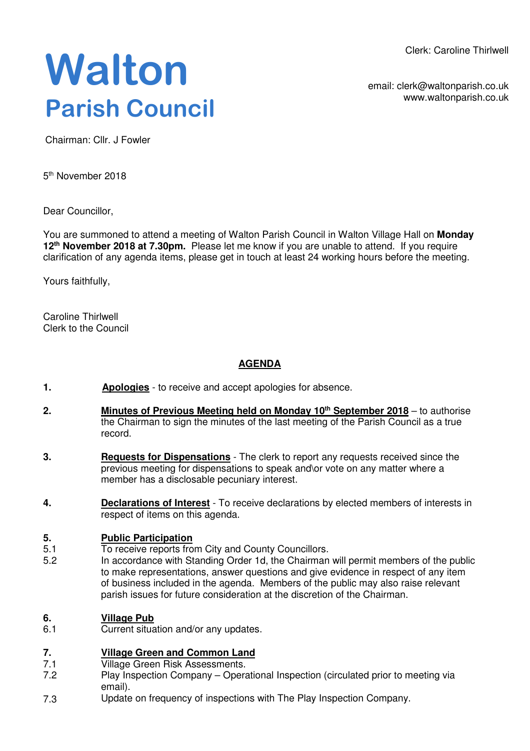Clerk: Caroline Thirlwell

# Walton
## Parish Council

email: clerk@waltonparish.co.uk
www.waltonparish.co.uk

Chairman: Cllr. J Fowler

5th November 2018

Dear Councillor,

You are summoned to attend a meeting of Walton Parish Council in Walton Village Hall on **Monday 12th November 2018 at 7.30pm.** Please let me know if you are unable to attend. If you require clarification of any agenda items, please get in touch at least 24 working hours before the meeting.

Yours faithfully,

Caroline Thirlwell
Clerk to the Council

## AGENDA

**1. Apologies** - to receive and accept apologies for absence.

**2. Minutes of Previous Meeting held on Monday 10th September 2018** – to authorise the Chairman to sign the minutes of the last meeting of the Parish Council as a true record.

**3. Requests for Dispensations** - The clerk to report any requests received since the previous meeting for dispensations to speak and\or vote on any matter where a member has a disclosable pecuniary interest.

**4. Declarations of Interest** - To receive declarations by elected members of interests in respect of items on this agenda.

**5. Public Participation**

5.1 To receive reports from City and County Councillors.

5.2 In accordance with Standing Order 1d, the Chairman will permit members of the public to make representations, answer questions and give evidence in respect of any item of business included in the agenda. Members of the public may also raise relevant parish issues for future consideration at the discretion of the Chairman.

**6. Village Pub**

6.1 Current situation and/or any updates.

**7. Village Green and Common Land**

7.1 Village Green Risk Assessments.

7.2 Play Inspection Company – Operational Inspection (circulated prior to meeting via email).

7.3 Update on frequency of inspections with The Play Inspection Company.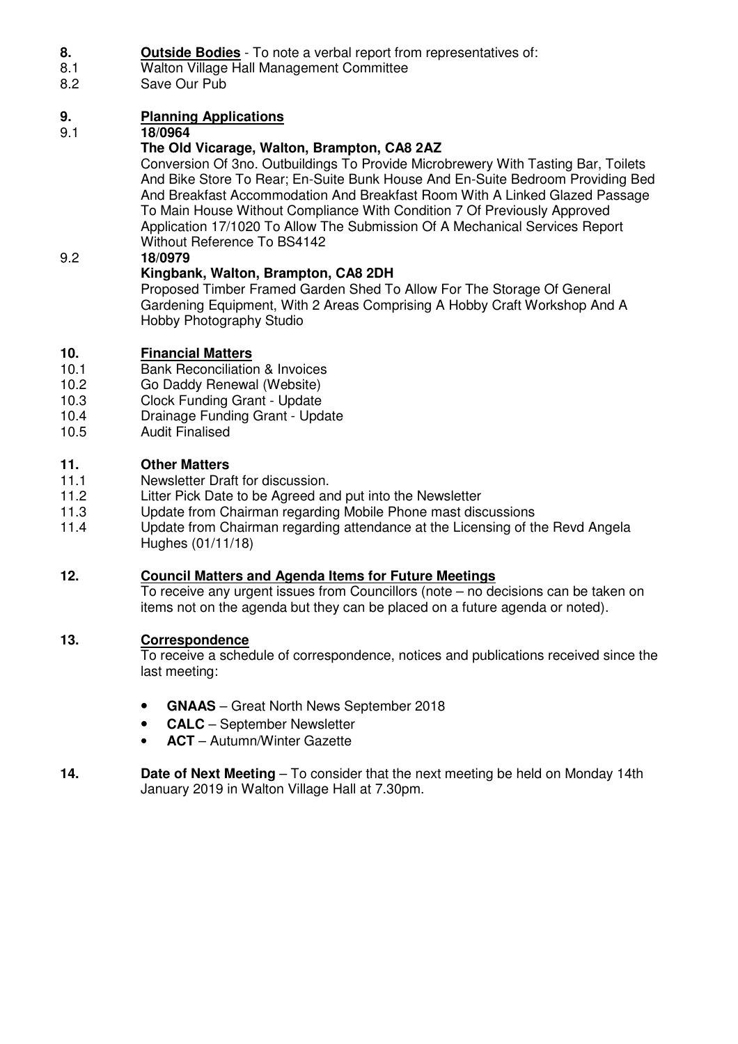**8.** **Outside Bodies** - To note a verbal report from representatives of:

8.1 Walton Village Hall Management Committee

8.2 Save Our Pub

**9.** **Planning Applications**

9.1 **18/0964**

**The Old Vicarage, Walton, Brampton, CA8 2AZ**

Conversion Of 3no. Outbuildings To Provide Microbrewery With Tasting Bar, Toilets And Bike Store To Rear; En-Suite Bunk House And En-Suite Bedroom Providing Bed And Breakfast Accommodation And Breakfast Room With A Linked Glazed Passage To Main House Without Compliance With Condition 7 Of Previously Approved Application 17/1020 To Allow The Submission Of A Mechanical Services Report Without Reference To BS4142

9.2 **18/0979**

**Kingbank, Walton, Brampton, CA8 2DH**

Proposed Timber Framed Garden Shed To Allow For The Storage Of General Gardening Equipment, With 2 Areas Comprising A Hobby Craft Workshop And A Hobby Photography Studio

**10.** **Financial Matters**

10.1 Bank Reconciliation & Invoices

10.2 Go Daddy Renewal (Website)

10.3 Clock Funding Grant - Update

10.4 Drainage Funding Grant - Update

10.5 Audit Finalised

**11.** **Other Matters**

11.1 Newsletter Draft for discussion.

11.2 Litter Pick Date to be Agreed and put into the Newsletter

11.3 Update from Chairman regarding Mobile Phone mast discussions

11.4 Update from Chairman regarding attendance at the Licensing of the Revd Angela Hughes (01/11/18)

**12.** **Council Matters and Agenda Items for Future Meetings**

To receive any urgent issues from Councillors (note – no decisions can be taken on items not on the agenda but they can be placed on a future agenda or noted).

**13.** **Correspondence**

To receive a schedule of correspondence, notices and publications received since the last meeting:

- **GNAAS** – Great North News September 2018
- **CALC** – September Newsletter
- **ACT** – Autumn/Winter Gazette

**14.** **Date of Next Meeting** – To consider that the next meeting be held on Monday 14th January 2019 in Walton Village Hall at 7.30pm.